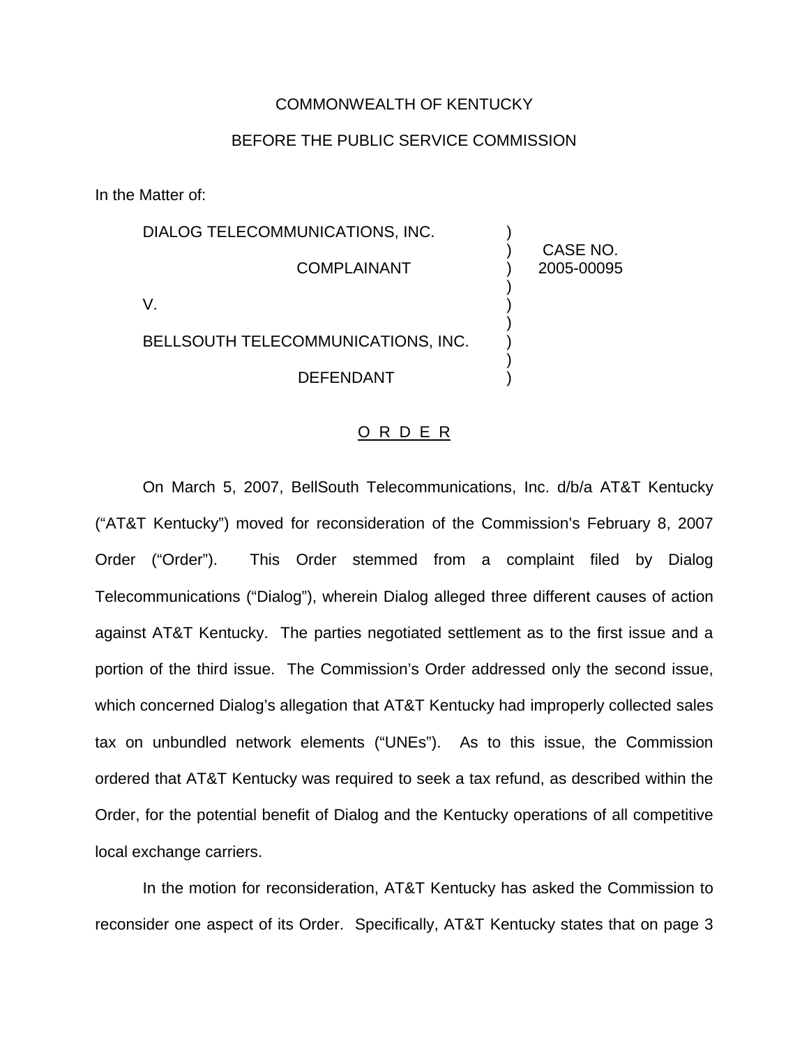COMMONWEALTH OF KENTUCKY

BEFORE THE PUBLIC SERVICE COMMISSION

In the Matter of:

| | | |
|---|---|---|
| DIALOG TELECOMMUNICATIONS, INC. | ) | |
| | ) | CASE NO. |
| COMPLAINANT | ) | 2005-00095 |
| | ) | |
| V. | ) | |
| | ) | |
| BELLSOUTH TELECOMMUNICATIONS, INC. | ) | |
| | ) | |
| DEFENDANT | ) | |

O R D E R

On March 5, 2007, BellSouth Telecommunications, Inc. d/b/a AT&T Kentucky ("AT&T Kentucky") moved for reconsideration of the Commission's February 8, 2007 Order ("Order"). This Order stemmed from a complaint filed by Dialog Telecommunications ("Dialog"), wherein Dialog alleged three different causes of action against AT&T Kentucky. The parties negotiated settlement as to the first issue and a portion of the third issue. The Commission's Order addressed only the second issue, which concerned Dialog's allegation that AT&T Kentucky had improperly collected sales tax on unbundled network elements ("UNEs"). As to this issue, the Commission ordered that AT&T Kentucky was required to seek a tax refund, as described within the Order, for the potential benefit of Dialog and the Kentucky operations of all competitive local exchange carriers.

In the motion for reconsideration, AT&T Kentucky has asked the Commission to reconsider one aspect of its Order. Specifically, AT&T Kentucky states that on page 3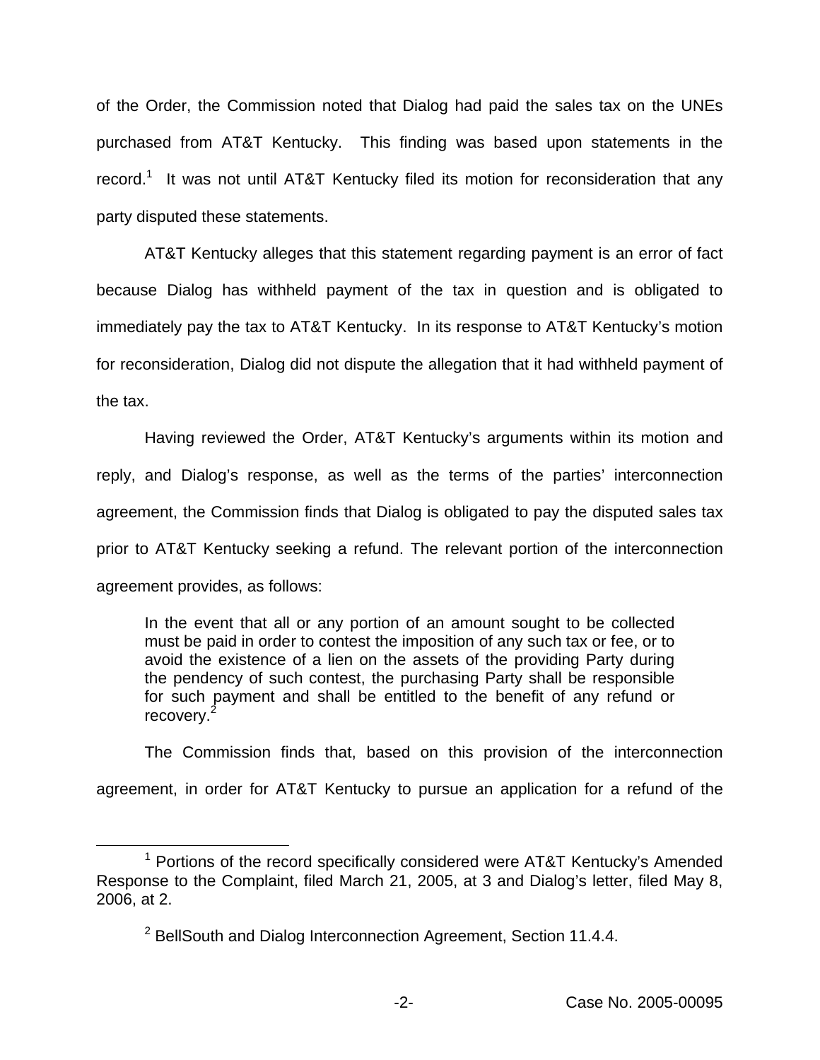of the Order, the Commission noted that Dialog had paid the sales tax on the UNEs purchased from AT&T Kentucky. This finding was based upon statements in the record.[1] It was not until AT&T Kentucky filed its motion for reconsideration that any party disputed these statements.

AT&T Kentucky alleges that this statement regarding payment is an error of fact because Dialog has withheld payment of the tax in question and is obligated to immediately pay the tax to AT&T Kentucky. In its response to AT&T Kentucky's motion for reconsideration, Dialog did not dispute the allegation that it had withheld payment of the tax.

Having reviewed the Order, AT&T Kentucky's arguments within its motion and reply, and Dialog's response, as well as the terms of the parties' interconnection agreement, the Commission finds that Dialog is obligated to pay the disputed sales tax prior to AT&T Kentucky seeking a refund. The relevant portion of the interconnection agreement provides, as follows:

> In the event that all or any portion of an amount sought to be collected must be paid in order to contest the imposition of any such tax or fee, or to avoid the existence of a lien on the assets of the providing Party during the pendency of such contest, the purchasing Party shall be responsible for such payment and shall be entitled to the benefit of any refund or recovery.[2]

The Commission finds that, based on this provision of the interconnection agreement, in order for AT&T Kentucky to pursue an application for a refund of the

---

[1] Portions of the record specifically considered were AT&T Kentucky's Amended Response to the Complaint, filed March 21, 2005, at 3 and Dialog's letter, filed May 8, 2006, at 2.

[2] BellSouth and Dialog Interconnection Agreement, Section 11.4.4.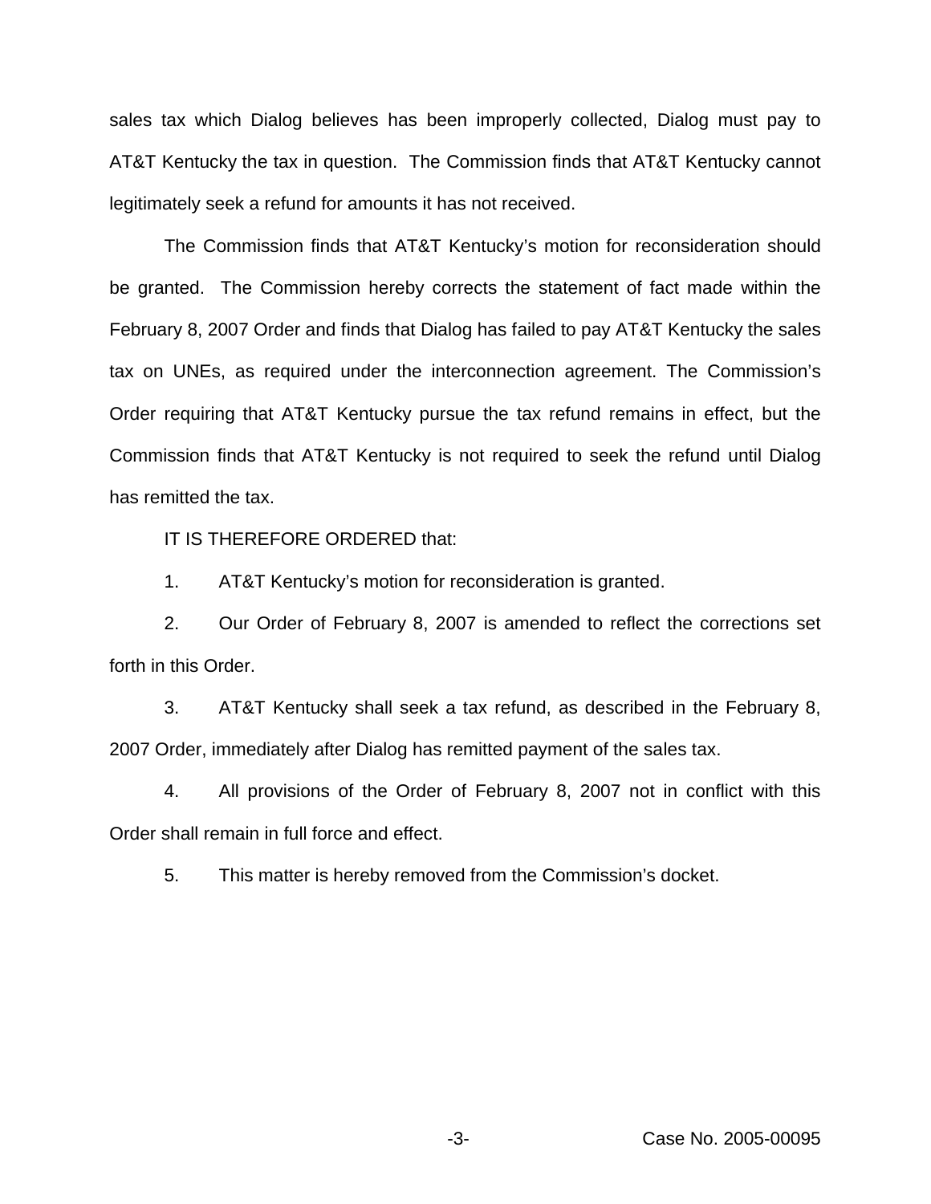sales tax which Dialog believes has been improperly collected, Dialog must pay to AT&T Kentucky the tax in question. The Commission finds that AT&T Kentucky cannot legitimately seek a refund for amounts it has not received.

The Commission finds that AT&T Kentucky's motion for reconsideration should be granted. The Commission hereby corrects the statement of fact made within the February 8, 2007 Order and finds that Dialog has failed to pay AT&T Kentucky the sales tax on UNEs, as required under the interconnection agreement. The Commission's Order requiring that AT&T Kentucky pursue the tax refund remains in effect, but the Commission finds that AT&T Kentucky is not required to seek the refund until Dialog has remitted the tax.

IT IS THEREFORE ORDERED that:

1. AT&T Kentucky's motion for reconsideration is granted.

2. Our Order of February 8, 2007 is amended to reflect the corrections set forth in this Order.

3. AT&T Kentucky shall seek a tax refund, as described in the February 8, 2007 Order, immediately after Dialog has remitted payment of the sales tax.

4. All provisions of the Order of February 8, 2007 not in conflict with this Order shall remain in full force and effect.

5. This matter is hereby removed from the Commission's docket.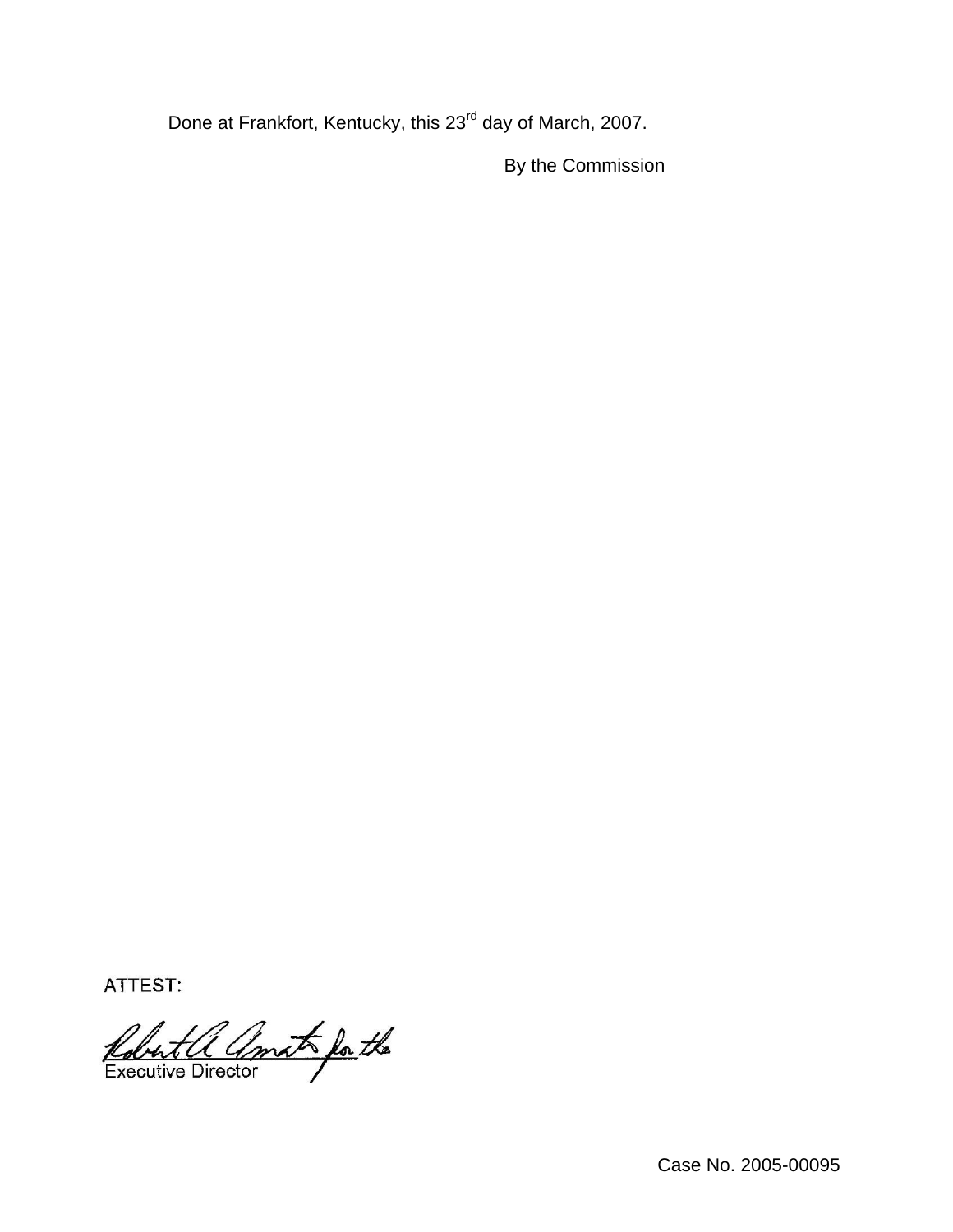Done at Frankfort, Kentucky, this 23rd day of March, 2007.

By the Commission

ATTEST:

Executive Director

Case No. 2005-00095